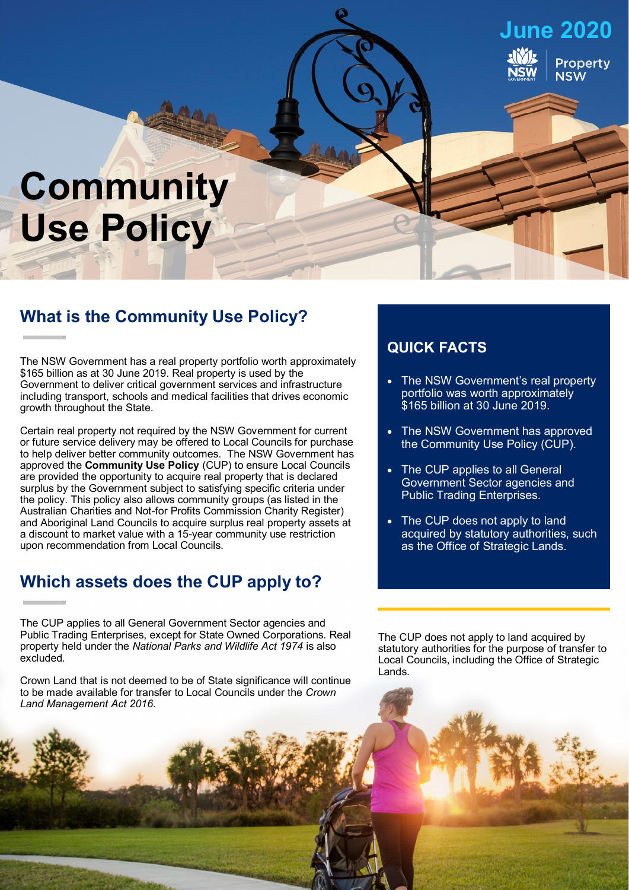June 2020

Property NSW

# Community Use Policy

## What is the Community Use Policy?

The NSW Government has a real property portfolio worth approximately $165 billion as at 30 June 2019. Real property is used by the Government to deliver critical government services and infrastructure including transport, schools and medical facilities that drives economic growth throughout the State.

Certain real property not required by the NSW Government for current or future service delivery may be offered to Local Councils for purchase to help deliver better community outcomes. The NSW Government has approved the **Community Use Policy** (CUP) to ensure Local Councils are provided the opportunity to acquire real property that is declared surplus by the Government subject to satisfying specific criteria under the policy. This policy also allows community groups (as listed in the Australian Charities and Not-for Profits Commission Charity Register) and Aboriginal Land Councils to acquire surplus real property assets at a discount to market value with a 15-year community use restriction upon recommendation from Local Councils.

## Which assets does the CUP apply to?

The CUP applies to all General Government Sector agencies and Public Trading Enterprises, except for State Owned Corporations. Real property held under the *National Parks and Wildlife Act 1974* is also excluded.

Crown Land that is not deemed to be of State significance will continue to be made available for transfer to Local Councils under the *Crown Land Management Act 2016*.

## QUICK FACTS

- The NSW Government's real property portfolio was worth approximately $165 billion at 30 June 2019.
- The NSW Government has approved the Community Use Policy (CUP).
- The CUP applies to all General Government Sector agencies and Public Trading Enterprises.
- The CUP does not apply to land acquired by statutory authorities, such as the Office of Strategic Lands.

The CUP does not apply to land acquired by statutory authorities for the purpose of transfer to Local Councils, including the Office of Strategic Lands.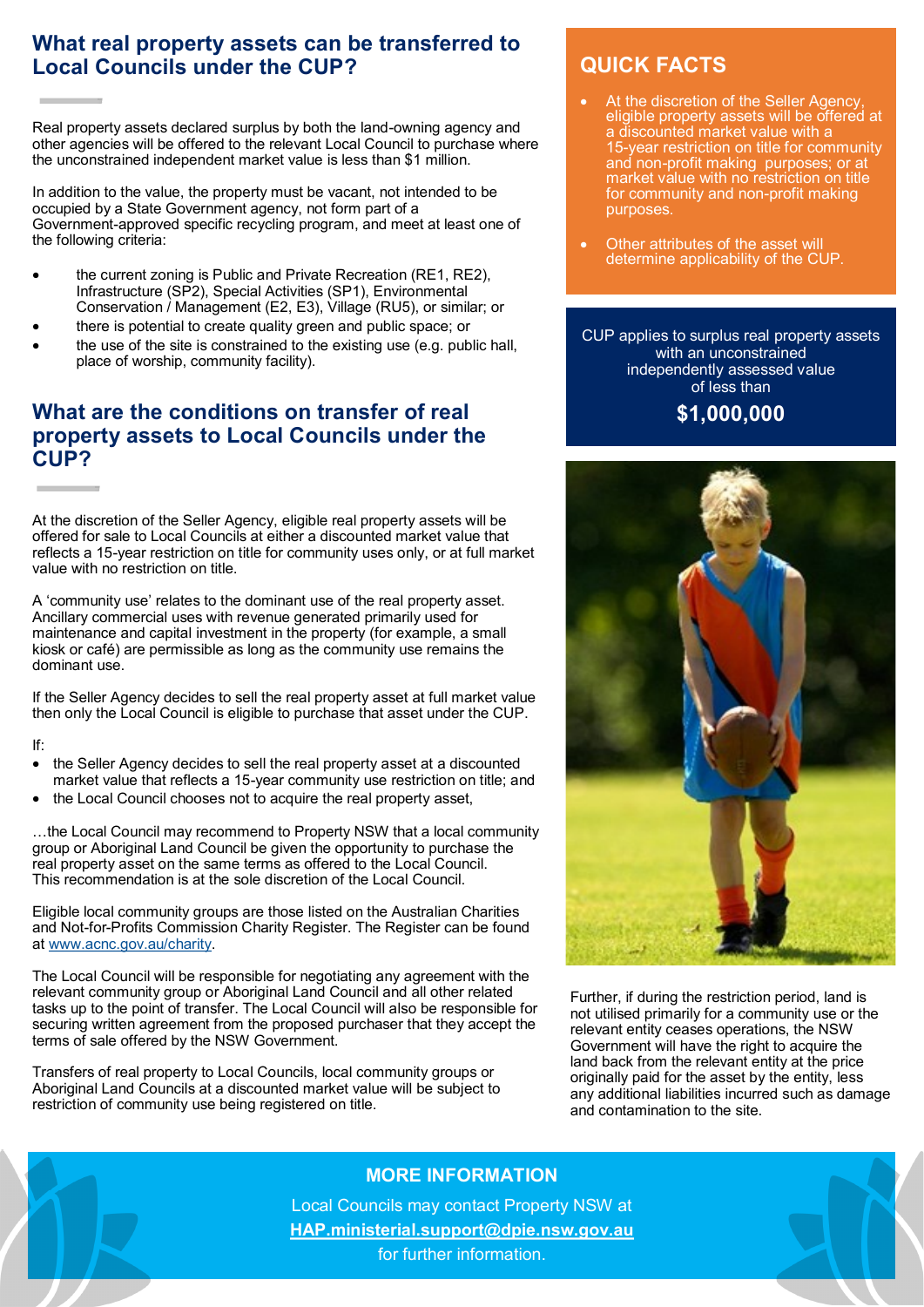## What real property assets can be transferred to Local Councils under the CUP?

Real property assets declared surplus by both the land-owning agency and other agencies will be offered to the relevant Local Council to purchase where the unconstrained independent market value is less than $1 million.

In addition to the value, the property must be vacant, not intended to be occupied by a State Government agency, not form part of a Government-approved specific recycling program, and meet at least one of the following criteria:

- the current zoning is Public and Private Recreation (RE1, RE2), Infrastructure (SP2), Special Activities (SP1), Environmental Conservation / Management (E2, E3), Village (RU5), or similar; or
- there is potential to create quality green and public space; or
- the use of the site is constrained to the existing use (e.g. public hall, place of worship, community facility).

## What are the conditions on transfer of real property assets to Local Councils under the CUP?

At the discretion of the Seller Agency, eligible real property assets will be offered for sale to Local Councils at either a discounted market value that reflects a 15-year restriction on title for community uses only, or at full market value with no restriction on title.

A 'community use' relates to the dominant use of the real property asset. Ancillary commercial uses with revenue generated primarily used for maintenance and capital investment in the property (for example, a small kiosk or café) are permissible as long as the community use remains the dominant use.

If the Seller Agency decides to sell the real property asset at full market value then only the Local Council is eligible to purchase that asset under the CUP.

If:

- the Seller Agency decides to sell the real property asset at a discounted market value that reflects a 15-year community use restriction on title; and
- the Local Council chooses not to acquire the real property asset,

…the Local Council may recommend to Property NSW that a local community group or Aboriginal Land Council be given the opportunity to purchase the real property asset on the same terms as offered to the Local Council. This recommendation is at the sole discretion of the Local Council.

Eligible local community groups are those listed on the Australian Charities and Not-for-Profits Commission Charity Register. The Register can be found at www.acnc.gov.au/charity.

The Local Council will be responsible for negotiating any agreement with the relevant community group or Aboriginal Land Council and all other related tasks up to the point of transfer. The Local Council will also be responsible for securing written agreement from the proposed purchaser that they accept the terms of sale offered by the NSW Government.

Transfers of real property to Local Councils, local community groups or Aboriginal Land Councils at a discounted market value will be subject to restriction of community use being registered on title.

## QUICK FACTS

- At the discretion of the Seller Agency, eligible property assets will be offered at a discounted market value with a 15-year restriction on title for community and non-profit making purposes; or at market value with no restriction on title for community and non-profit making purposes.
- Other attributes of the asset will determine applicability of the CUP.

CUP applies to surplus real property assets with an unconstrained independently assessed value of less than

**$1,000,000**

Further, if during the restriction period, land is not utilised primarily for a community use or the relevant entity ceases operations, the NSW Government will have the right to acquire the land back from the relevant entity at the price originally paid for the asset by the entity, less any additional liabilities incurred such as damage and contamination to the site.

## MORE INFORMATION

Local Councils may contact Property NSW at **HAP.ministerial.support@dpie.nsw.gov.au** for further information.